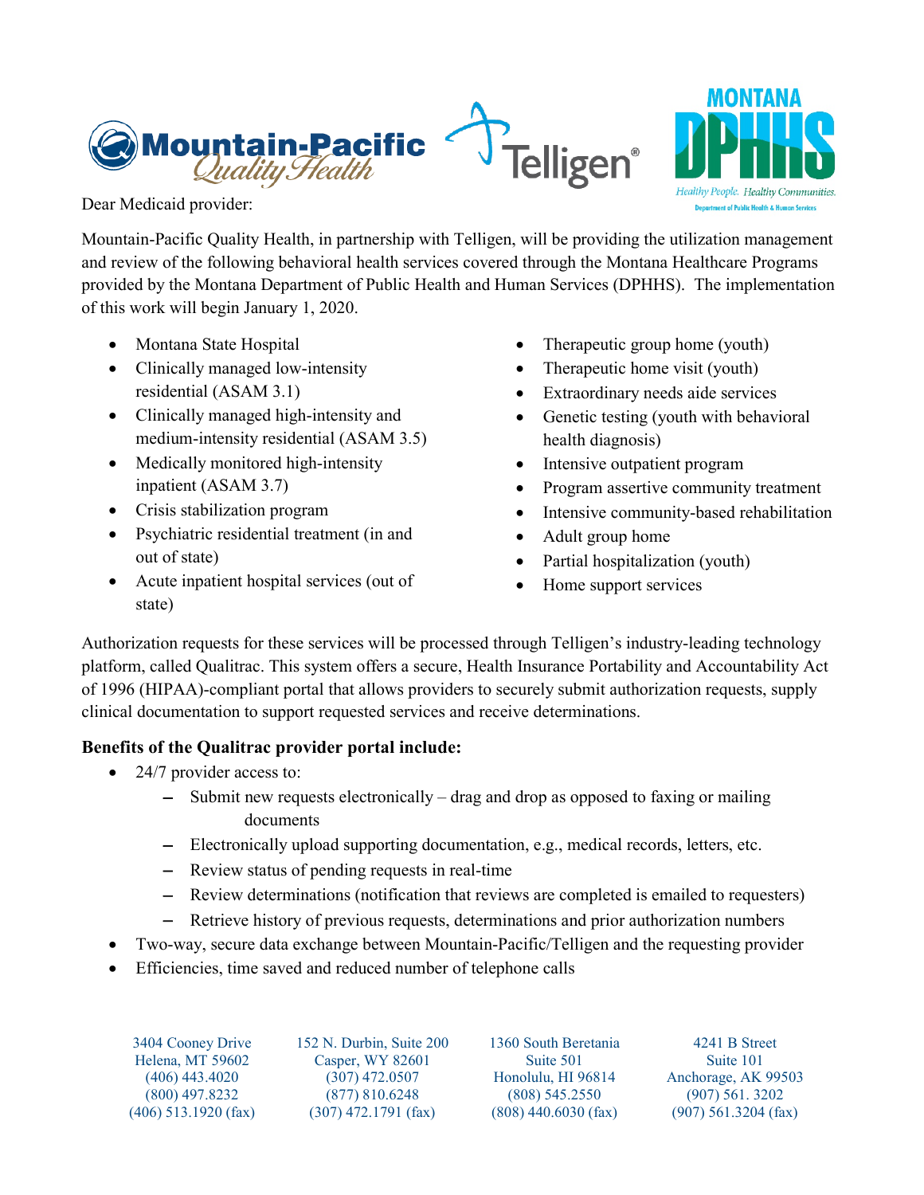Dear Medicaid provider:

Mountain-Pacific Quality Health, in partnership with Telligen, will be providing the utilization management and review of the following behavioral health services covered through the Montana Healthcare Programs provided by the Montana Department of Public Health and Human Services (DPHHS). The implementation of this work will begin January 1, 2020.

- Montana State Hospital
- Clinically managed low-intensity residential (ASAM 3.1)
- Clinically managed high-intensity and medium-intensity residential (ASAM 3.5)
- Medically monitored high-intensity inpatient (ASAM 3.7)
- Crisis stabilization program
- Psychiatric residential treatment (in and out of state)
- Acute inpatient hospital services (out of state)
- Therapeutic group home (youth)
- Therapeutic home visit (youth)
- Extraordinary needs aide services
- Genetic testing (youth with behavioral health diagnosis)
- Intensive outpatient program
- Program assertive community treatment
- Intensive community-based rehabilitation
- Adult group home
- Partial hospitalization (youth)
- Home support services

Authorization requests for these services will be processed through Telligen's industry-leading technology platform, called Qualitrac. This system offers a secure, Health Insurance Portability and Accountability Act of 1996 (HIPAA)-compliant portal that allows providers to securely submit authorization requests, supply clinical documentation to support requested services and receive determinations.

**Benefits of the Qualitrac provider portal include:**

- 24/7 provider access to:
  - Submit new requests electronically – drag and drop as opposed to faxing or mailing documents
  - Electronically upload supporting documentation, e.g., medical records, letters, etc.
  - Review status of pending requests in real-time
  - Review determinations (notification that reviews are completed is emailed to requesters)
  - Retrieve history of previous requests, determinations and prior authorization numbers
- Two-way, secure data exchange between Mountain-Pacific/Telligen and the requesting provider
- Efficiencies, time saved and reduced number of telephone calls

3404 Cooney Drive
Helena, MT 59602
(406) 443.4020
(800) 497.8232
(406) 513.1920 (fax)

152 N. Durbin, Suite 200
Casper, WY 82601
(307) 472.0507
(877) 810.6248
(307) 472.1791 (fax)

1360 South Beretania
Suite 501
Honolulu, HI 96814
(808) 545.2550
(808) 440.6030 (fax)

4241 B Street
Suite 101
Anchorage, AK 99503
(907) 561. 3202
(907) 561.3204 (fax)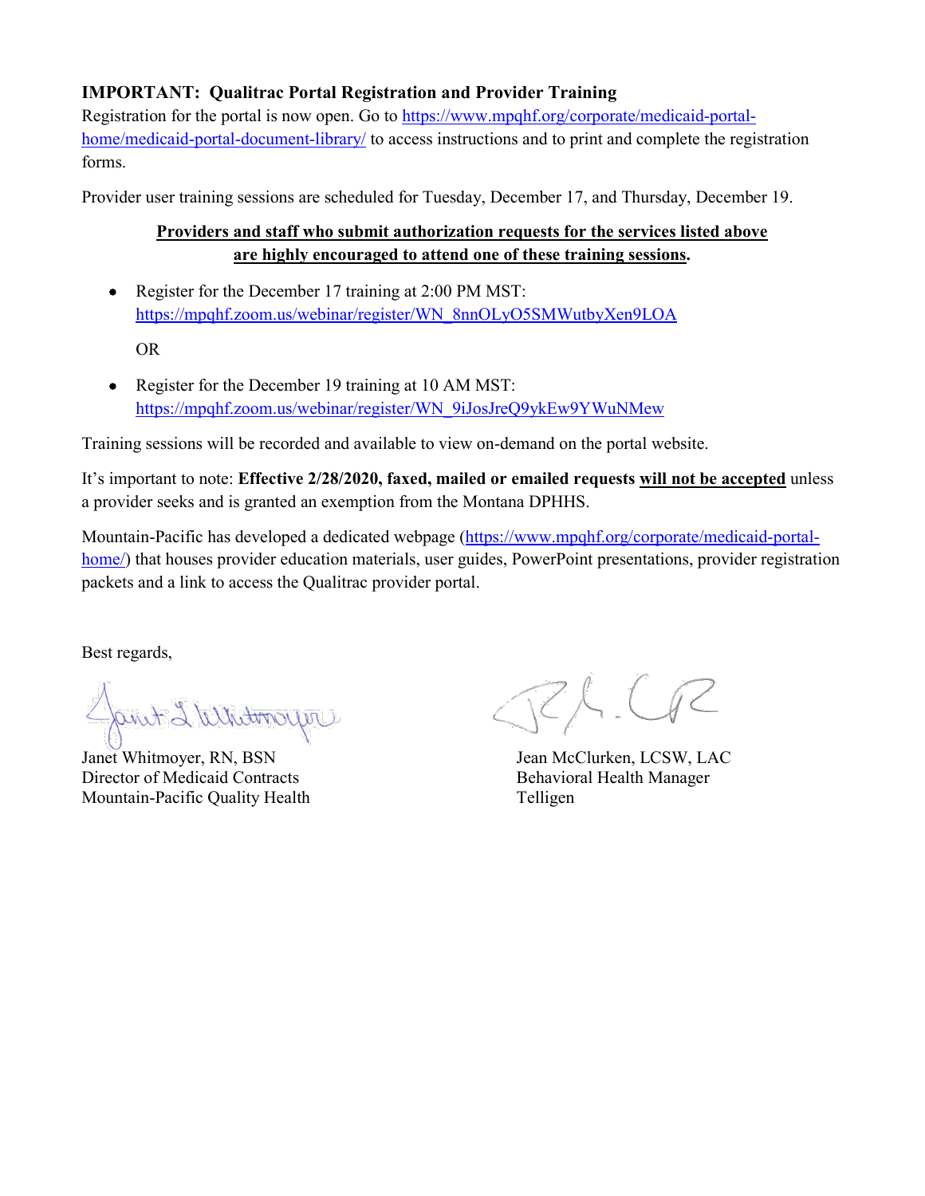**IMPORTANT: Qualitrac Portal Registration and Provider Training**

Registration for the portal is now open. Go to https://www.mpqhf.org/corporate/medicaid-portal-home/medicaid-portal-document-library/ to access instructions and to print and complete the registration forms.

Provider user training sessions are scheduled for Tuesday, December 17, and Thursday, December 19.

**Providers and staff who submit authorization requests for the services listed above are highly encouraged to attend one of these training sessions.**

- Register for the December 17 training at 2:00 PM MST: https://mpqhf.zoom.us/webinar/register/WN_8nnOLyO5SMWutbyXen9LOA

  OR

- Register for the December 19 training at 10 AM MST: https://mpqhf.zoom.us/webinar/register/WN_9iJosJreQ9ykEw9YWuNMew

Training sessions will be recorded and available to view on-demand on the portal website.

It's important to note: **Effective 2/28/2020, faxed, mailed or emailed requests will not be accepted** unless a provider seeks and is granted an exemption from the Montana DPHHS.

Mountain-Pacific has developed a dedicated webpage (https://www.mpqhf.org/corporate/medicaid-portal-home/) that houses provider education materials, user guides, PowerPoint presentations, provider registration packets and a link to access the Qualitrac provider portal.

Best regards,

Janet Whitmoyer, RN, BSN
Director of Medicaid Contracts
Mountain-Pacific Quality Health

Jean McClurken, LCSW, LAC
Behavioral Health Manager
Telligen